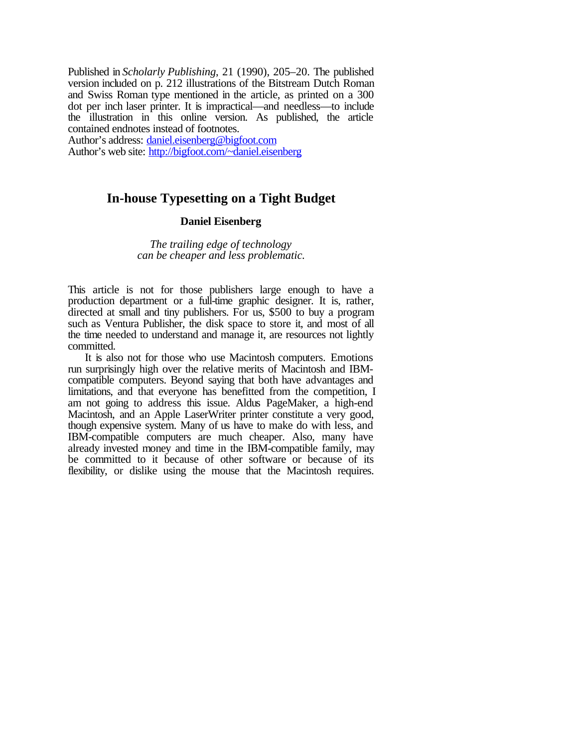Published in *Scholarly Publishing*, 21 (1990), 205–20. The published version included on p. 212 illustrations of the Bitstream Dutch Roman and Swiss Roman type mentioned in the article, as printed on a 300 dot per inch laser printer. It is impractical—and needless—to include the illustration in this online version. As published, the article contained endnotes instead of footnotes.
Author's address: daniel.eisenberg@bigfoot.com
Author's web site: http://bigfoot.com/~daniel.eisenberg

# In-house Typesetting on a Tight Budget

**Daniel Eisenberg**

*The trailing edge of technology*
*can be cheaper and less problematic.*

This article is not for those publishers large enough to have a production department or a full-time graphic designer. It is, rather, directed at small and tiny publishers. For us, $500 to buy a program such as Ventura Publisher, the disk space to store it, and most of all the time needed to understand and manage it, are resources not lightly committed.

It is also not for those who use Macintosh computers. Emotions run surprisingly high over the relative merits of Macintosh and IBM-compatible computers. Beyond saying that both have advantages and limitations, and that everyone has benefitted from the competition, I am not going to address this issue. Aldus PageMaker, a high-end Macintosh, and an Apple LaserWriter printer constitute a very good, though expensive system. Many of us have to make do with less, and IBM-compatible computers are much cheaper. Also, many have already invested money and time in the IBM-compatible family, may be committed to it because of other software or because of its flexibility, or dislike using the mouse that the Macintosh requires.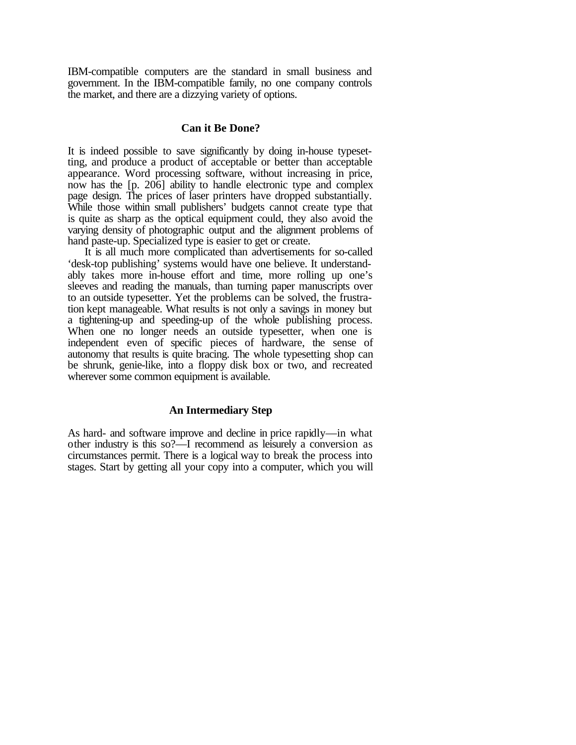IBM-compatible computers are the standard in small business and government. In the IBM-compatible family, no one company controls the market, and there are a dizzying variety of options.

### Can it Be Done?

It is indeed possible to save significantly by doing in-house typesetting, and produce a product of acceptable or better than acceptable appearance. Word processing software, without increasing in price, now has the [p. 206] ability to handle electronic type and complex page design. The prices of laser printers have dropped substantially. While those within small publishers' budgets cannot create type that is quite as sharp as the optical equipment could, they also avoid the varying density of photographic output and the alignment problems of hand paste-up. Specialized type is easier to get or create.

It is all much more complicated than advertisements for so-called 'desk-top publishing' systems would have one believe. It understandably takes more in-house effort and time, more rolling up one's sleeves and reading the manuals, than turning paper manuscripts over to an outside typesetter. Yet the problems can be solved, the frustration kept manageable. What results is not only a savings in money but a tightening-up and speeding-up of the whole publishing process. When one no longer needs an outside typesetter, when one is independent even of specific pieces of hardware, the sense of autonomy that results is quite bracing. The whole typesetting shop can be shrunk, genie-like, into a floppy disk box or two, and recreated wherever some common equipment is available.

### An Intermediary Step

As hard- and software improve and decline in price rapidly—in what other industry is this so?—I recommend as leisurely a conversion as circumstances permit. There is a logical way to break the process into stages. Start by getting all your copy into a computer, which you will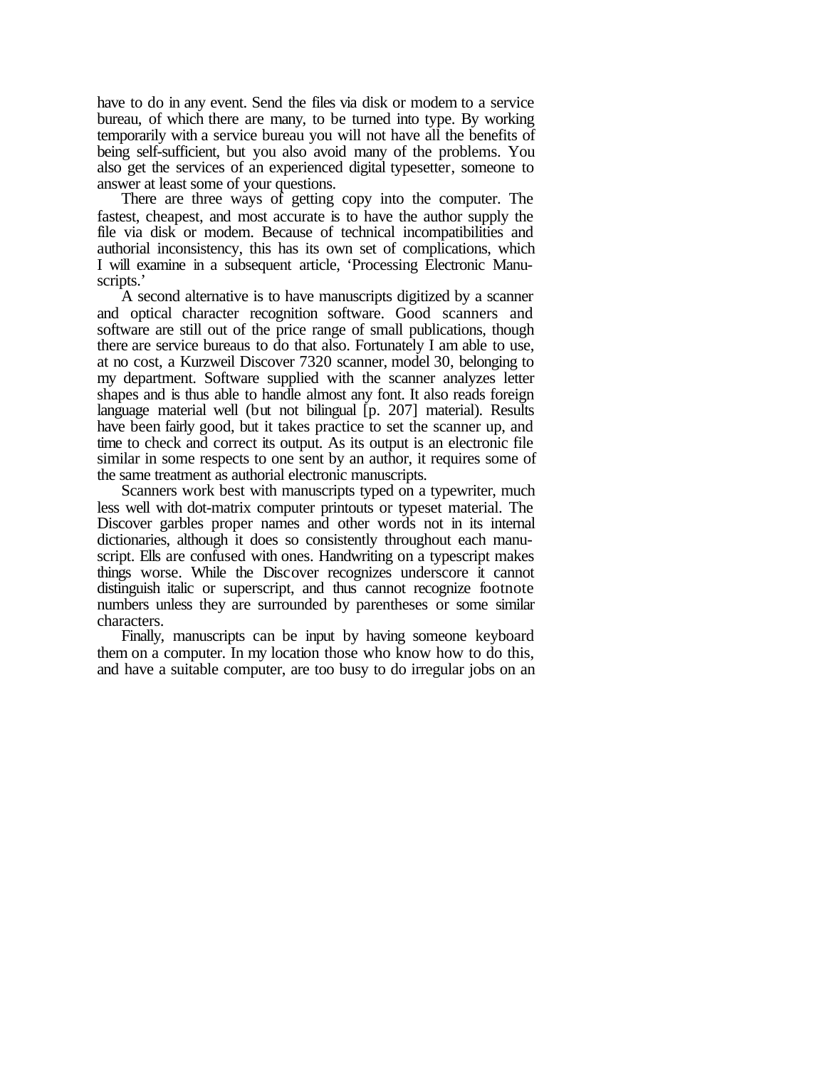have to do in any event. Send the files via disk or modem to a service bureau, of which there are many, to be turned into type. By working temporarily with a service bureau you will not have all the benefits of being self-sufficient, but you also avoid many of the problems. You also get the services of an experienced digital typesetter, someone to answer at least some of your questions.

There are three ways of getting copy into the computer. The fastest, cheapest, and most accurate is to have the author supply the file via disk or modem. Because of technical incompatibilities and authorial inconsistency, this has its own set of complications, which I will examine in a subsequent article, 'Processing Electronic Manuscripts.'

A second alternative is to have manuscripts digitized by a scanner and optical character recognition software. Good scanners and software are still out of the price range of small publications, though there are service bureaus to do that also. Fortunately I am able to use, at no cost, a Kurzweil Discover 7320 scanner, model 30, belonging to my department. Software supplied with the scanner analyzes letter shapes and is thus able to handle almost any font. It also reads foreign language material well (but not bilingual [p. 207] material). Results have been fairly good, but it takes practice to set the scanner up, and time to check and correct its output. As its output is an electronic file similar in some respects to one sent by an author, it requires some of the same treatment as authorial electronic manuscripts.

Scanners work best with manuscripts typed on a typewriter, much less well with dot-matrix computer printouts or typeset material. The Discover garbles proper names and other words not in its internal dictionaries, although it does so consistently throughout each manuscript. Ells are confused with ones. Handwriting on a typescript makes things worse. While the Discover recognizes underscore it cannot distinguish italic or superscript, and thus cannot recognize footnote numbers unless they are surrounded by parentheses or some similar characters.

Finally, manuscripts can be input by having someone keyboard them on a computer. In my location those who know how to do this, and have a suitable computer, are too busy to do irregular jobs on an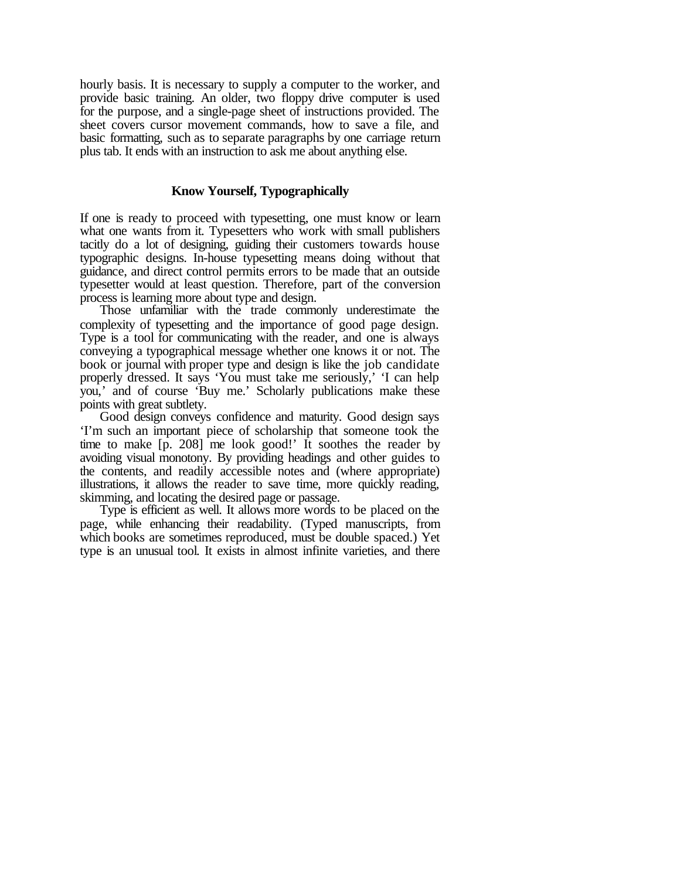hourly basis. It is necessary to supply a computer to the worker, and provide basic training. An older, two floppy drive computer is used for the purpose, and a single-page sheet of instructions provided. The sheet covers cursor movement commands, how to save a file, and basic formatting, such as to separate paragraphs by one carriage return plus tab. It ends with an instruction to ask me about anything else.

### Know Yourself, Typographically

If one is ready to proceed with typesetting, one must know or learn what one wants from it. Typesetters who work with small publishers tacitly do a lot of designing, guiding their customers towards house typographic designs. In-house typesetting means doing without that guidance, and direct control permits errors to be made that an outside typesetter would at least question. Therefore, part of the conversion process is learning more about type and design.

Those unfamiliar with the trade commonly underestimate the complexity of typesetting and the importance of good page design. Type is a tool for communicating with the reader, and one is always conveying a typographical message whether one knows it or not. The book or journal with proper type and design is like the job candidate properly dressed. It says 'You must take me seriously,' 'I can help you,' and of course 'Buy me.' Scholarly publications make these points with great subtlety.

Good design conveys confidence and maturity. Good design says 'I'm such an important piece of scholarship that someone took the time to make [p. 208] me look good!' It soothes the reader by avoiding visual monotony. By providing headings and other guides to the contents, and readily accessible notes and (where appropriate) illustrations, it allows the reader to save time, more quickly reading, skimming, and locating the desired page or passage.

Type is efficient as well. It allows more words to be placed on the page, while enhancing their readability. (Typed manuscripts, from which books are sometimes reproduced, must be double spaced.) Yet type is an unusual tool. It exists in almost infinite varieties, and there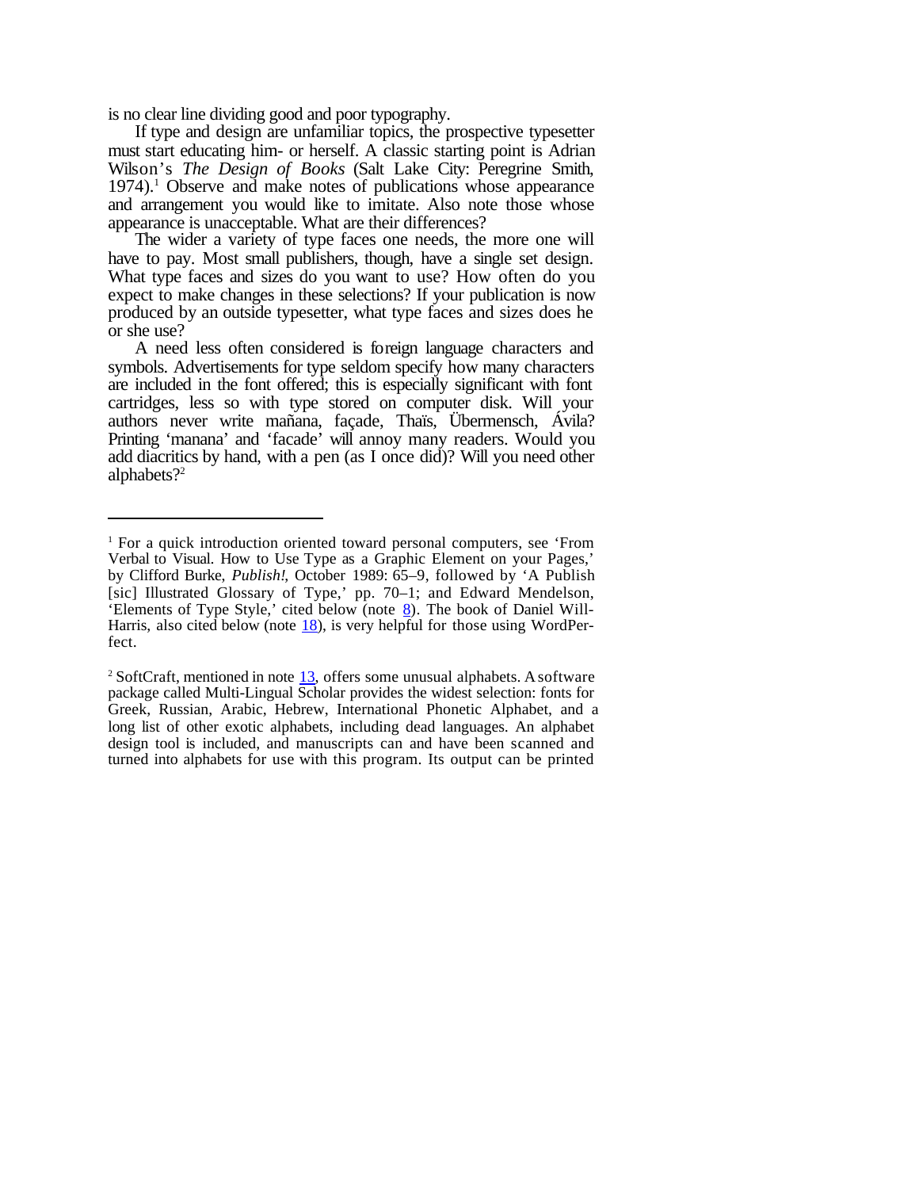is no clear line dividing good and poor typography.

If type and design are unfamiliar topics, the prospective typesetter must start educating him- or herself. A classic starting point is Adrian Wilson's *The Design of Books* (Salt Lake City: Peregrine Smith, 1974).[1] Observe and make notes of publications whose appearance and arrangement you would like to imitate. Also note those whose appearance is unacceptable. What are their differences?

The wider a variety of type faces one needs, the more one will have to pay. Most small publishers, though, have a single set design. What type faces and sizes do you want to use? How often do you expect to make changes in these selections? If your publication is now produced by an outside typesetter, what type faces and sizes does he or she use?

A need less often considered is foreign language characters and symbols. Advertisements for type seldom specify how many characters are included in the font offered; this is especially significant with font cartridges, less so with type stored on computer disk. Will your authors never write mañana, façade, Thaïs, Übermensch, Ávila? Printing 'manana' and 'facade' will annoy many readers. Would you add diacritics by hand, with a pen (as I once did)? Will you need other alphabets?[2]

---

[1] For a quick introduction oriented toward personal computers, see 'From Verbal to Visual. How to Use Type as a Graphic Element on your Pages,' by Clifford Burke, *Publish!*, October 1989: 65–9, followed by 'A Publish [sic] Illustrated Glossary of Type,' pp. 70–1; and Edward Mendelson, 'Elements of Type Style,' cited below (note 8). The book of Daniel Will-Harris, also cited below (note 18), is very helpful for those using WordPerfect.

[2] SoftCraft, mentioned in note 13, offers some unusual alphabets. A software package called Multi-Lingual Scholar provides the widest selection: fonts for Greek, Russian, Arabic, Hebrew, International Phonetic Alphabet, and a long list of other exotic alphabets, including dead languages. An alphabet design tool is included, and manuscripts can and have been scanned and turned into alphabets for use with this program. Its output can be printed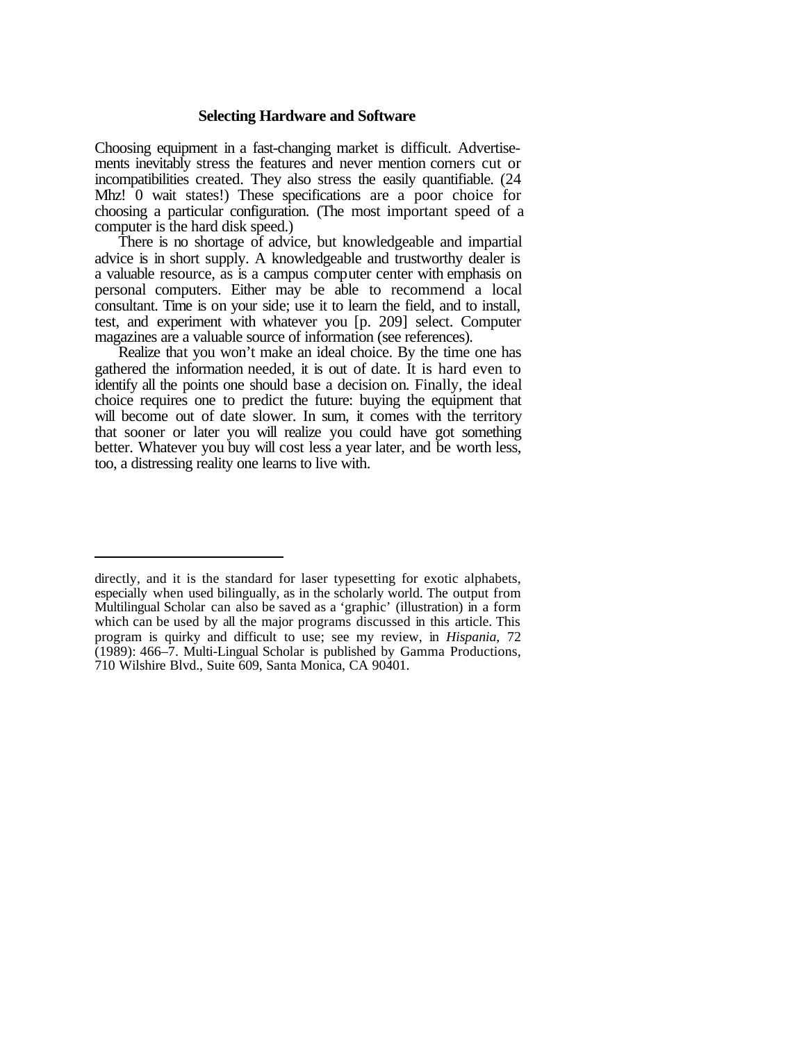### Selecting Hardware and Software

Choosing equipment in a fast-changing market is difficult. Advertisements inevitably stress the features and never mention corners cut or incompatibilities created. They also stress the easily quantifiable. (24 Mhz! 0 wait states!) These specifications are a poor choice for choosing a particular configuration. (The most important speed of a computer is the hard disk speed.)

There is no shortage of advice, but knowledgeable and impartial advice is in short supply. A knowledgeable and trustworthy dealer is a valuable resource, as is a campus computer center with emphasis on personal computers. Either may be able to recommend a local consultant. Time is on your side; use it to learn the field, and to install, test, and experiment with whatever you [p. 209] select. Computer magazines are a valuable source of information (see references).

Realize that you won't make an ideal choice. By the time one has gathered the information needed, it is out of date. It is hard even to identify all the points one should base a decision on. Finally, the ideal choice requires one to predict the future: buying the equipment that will become out of date slower. In sum, it comes with the territory that sooner or later you will realize you could have got something better. Whatever you buy will cost less a year later, and be worth less, too, a distressing reality one learns to live with.

---

directly, and it is the standard for laser typesetting for exotic alphabets, especially when used bilingually, as in the scholarly world. The output from Multilingual Scholar can also be saved as a 'graphic' (illustration) in a form which can be used by all the major programs discussed in this article. This program is quirky and difficult to use; see my review, in *Hispania*, 72 (1989): 466–7. Multi-Lingual Scholar is published by Gamma Productions, 710 Wilshire Blvd., Suite 609, Santa Monica, CA 90401.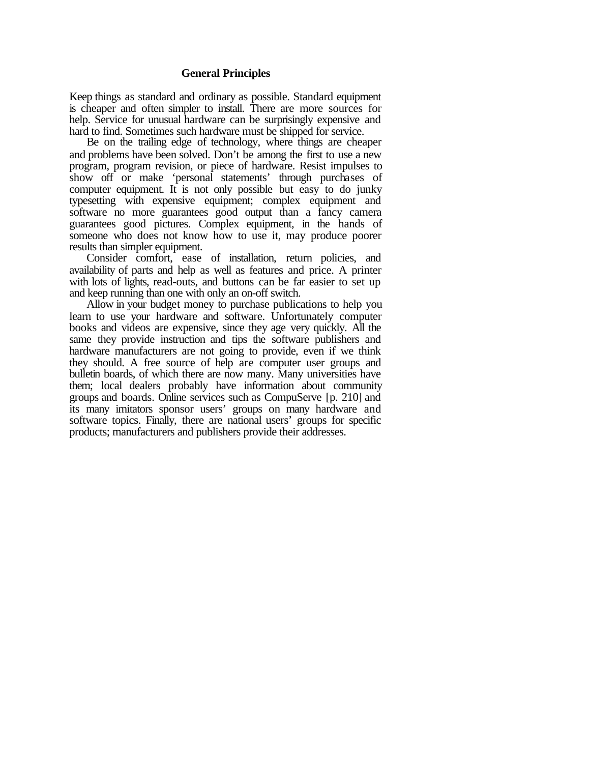## General Principles

Keep things as standard and ordinary as possible. Standard equipment is cheaper and often simpler to install. There are more sources for help. Service for unusual hardware can be surprisingly expensive and hard to find. Sometimes such hardware must be shipped for service.

Be on the trailing edge of technology, where things are cheaper and problems have been solved. Don't be among the first to use a new program, program revision, or piece of hardware. Resist impulses to show off or make 'personal statements' through purchases of computer equipment. It is not only possible but easy to do junky typesetting with expensive equipment; complex equipment and software no more guarantees good output than a fancy camera guarantees good pictures. Complex equipment, in the hands of someone who does not know how to use it, may produce poorer results than simpler equipment.

Consider comfort, ease of installation, return policies, and availability of parts and help as well as features and price. A printer with lots of lights, read-outs, and buttons can be far easier to set up and keep running than one with only an on-off switch.

Allow in your budget money to purchase publications to help you learn to use your hardware and software. Unfortunately computer books and videos are expensive, since they age very quickly. All the same they provide instruction and tips the software publishers and hardware manufacturers are not going to provide, even if we think they should. A free source of help are computer user groups and bulletin boards, of which there are now many. Many universities have them; local dealers probably have information about community groups and boards. Online services such as CompuServe [p. 210] and its many imitators sponsor users' groups on many hardware and software topics. Finally, there are national users' groups for specific products; manufacturers and publishers provide their addresses.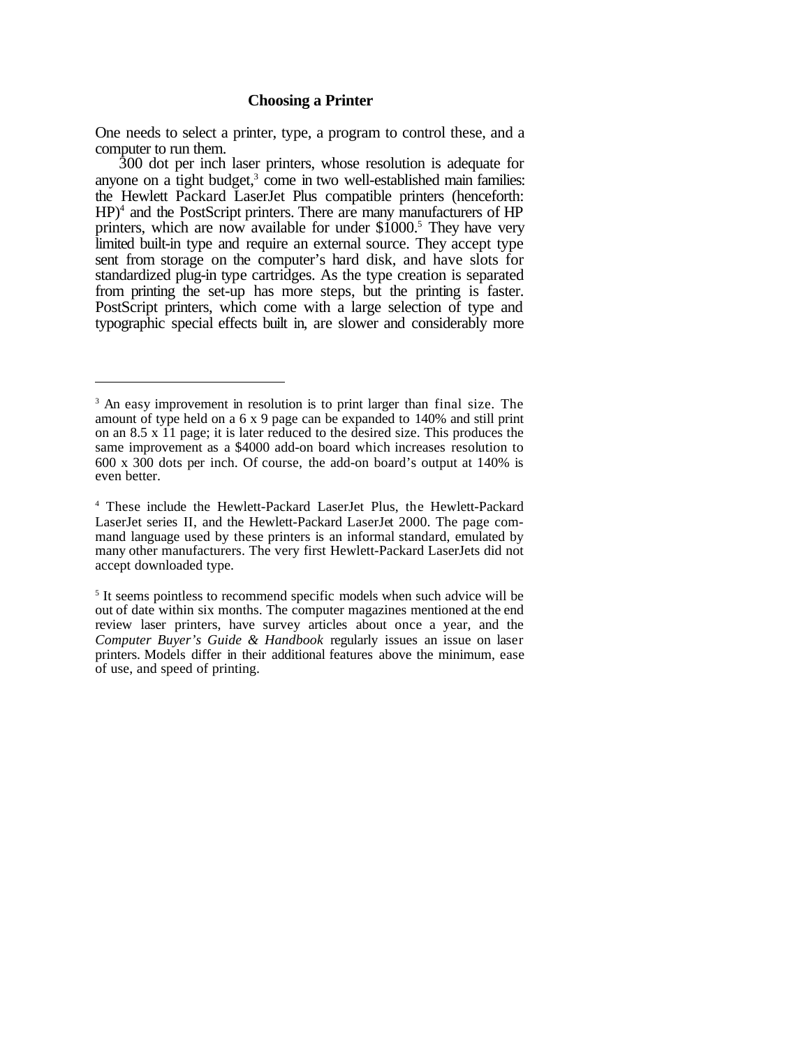## Choosing a Printer

One needs to select a printer, type, a program to control these, and a computer to run them.

300 dot per inch laser printers, whose resolution is adequate for anyone on a tight budget,[3] come in two well-established main families: the Hewlett Packard LaserJet Plus compatible printers (henceforth: HP)[4] and the PostScript printers. There are many manufacturers of HP printers, which are now available for under $1000.[5] They have very limited built-in type and require an external source. They accept type sent from storage on the computer's hard disk, and have slots for standardized plug-in type cartridges. As the type creation is separated from printing the set-up has more steps, but the printing is faster. PostScript printers, which come with a large selection of type and typographic special effects built in, are slower and considerably more

---

[3] An easy improvement in resolution is to print larger than final size. The amount of type held on a 6 x 9 page can be expanded to 140% and still print on an 8.5 x 11 page; it is later reduced to the desired size. This produces the same improvement as a $4000 add-on board which increases resolution to 600 x 300 dots per inch. Of course, the add-on board's output at 140% is even better.

[4] These include the Hewlett-Packard LaserJet Plus, the Hewlett-Packard LaserJet series II, and the Hewlett-Packard LaserJet 2000. The page command language used by these printers is an informal standard, emulated by many other manufacturers. The very first Hewlett-Packard LaserJets did not accept downloaded type.

[5] It seems pointless to recommend specific models when such advice will be out of date within six months. The computer magazines mentioned at the end review laser printers, have survey articles about once a year, and the *Computer Buyer's Guide & Handbook* regularly issues an issue on laser printers. Models differ in their additional features above the minimum, ease of use, and speed of printing.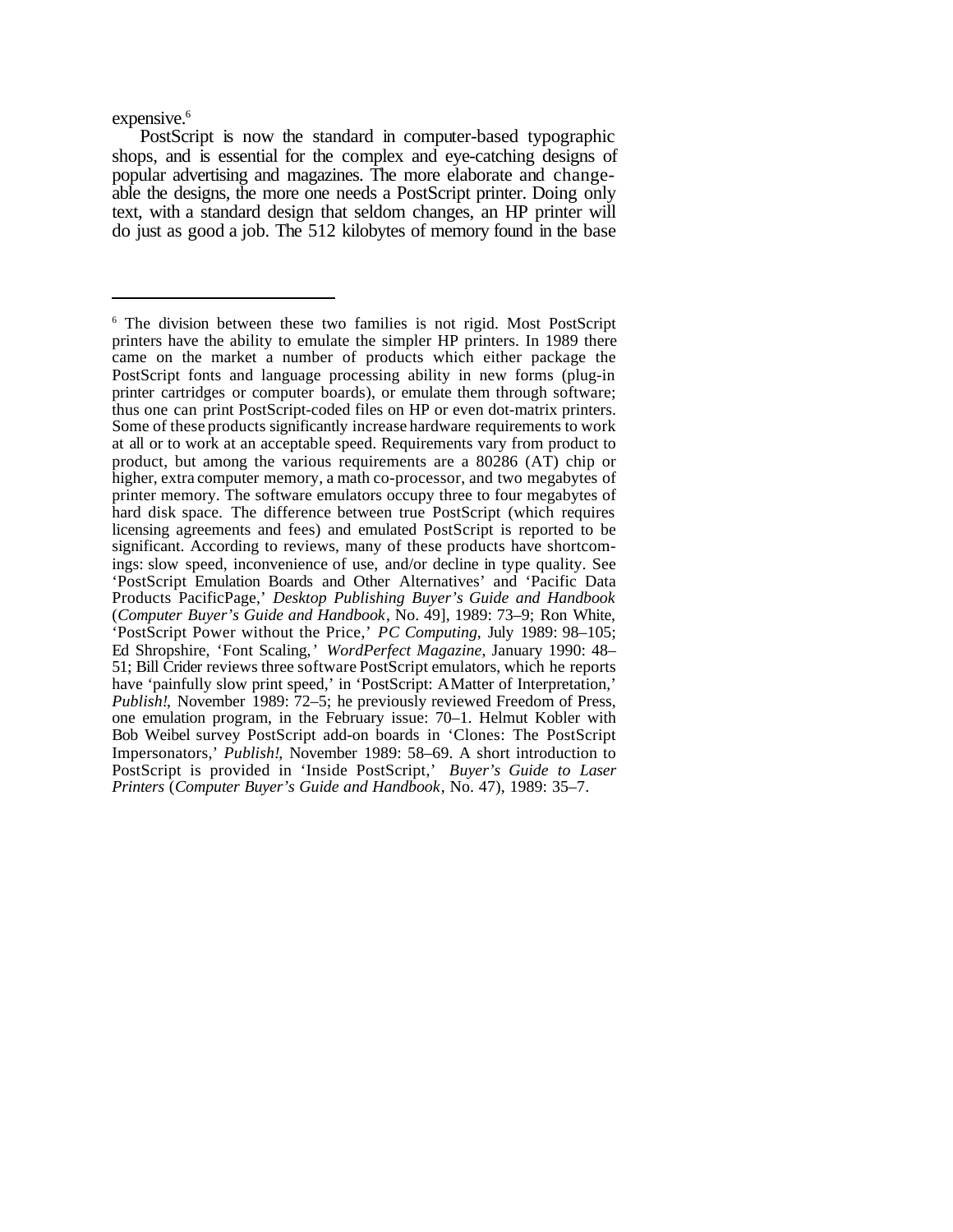expensive.[6]

PostScript is now the standard in computer-based typographic shops, and is essential for the complex and eye-catching designs of popular advertising and magazines. The more elaborate and changeable the designs, the more one needs a PostScript printer. Doing only text, with a standard design that seldom changes, an HP printer will do just as good a job. The 512 kilobytes of memory found in the base

---

[6] The division between these two families is not rigid. Most PostScript printers have the ability to emulate the simpler HP printers. In 1989 there came on the market a number of products which either package the PostScript fonts and language processing ability in new forms (plug-in printer cartridges or computer boards), or emulate them through software; thus one can print PostScript-coded files on HP or even dot-matrix printers. Some of these products significantly increase hardware requirements to work at all or to work at an acceptable speed. Requirements vary from product to product, but among the various requirements are a 80286 (AT) chip or higher, extra computer memory, a math co-processor, and two megabytes of printer memory. The software emulators occupy three to four megabytes of hard disk space. The difference between true PostScript (which requires licensing agreements and fees) and emulated PostScript is reported to be significant. According to reviews, many of these products have shortcomings: slow speed, inconvenience of use, and/or decline in type quality. See 'PostScript Emulation Boards and Other Alternatives' and 'Pacific Data Products PacificPage,' *Desktop Publishing Buyer's Guide and Handbook* (*Computer Buyer's Guide and Handbook*, No. 49], 1989: 73–9; Ron White, 'PostScript Power without the Price,' *PC Computing*, July 1989: 98–105; Ed Shropshire, 'Font Scaling,' *WordPerfect Magazine*, January 1990: 48–51; Bill Crider reviews three software PostScript emulators, which he reports have 'painfully slow print speed,' in 'PostScript: A Matter of Interpretation,' *Publish!*, November 1989: 72–5; he previously reviewed Freedom of Press, one emulation program, in the February issue: 70–1. Helmut Kobler with Bob Weibel survey PostScript add-on boards in 'Clones: The PostScript Impersonators,' *Publish!*, November 1989: 58–69. A short introduction to PostScript is provided in 'Inside PostScript,' *Buyer's Guide to Laser Printers* (*Computer Buyer's Guide and Handbook*, No. 47), 1989: 35–7.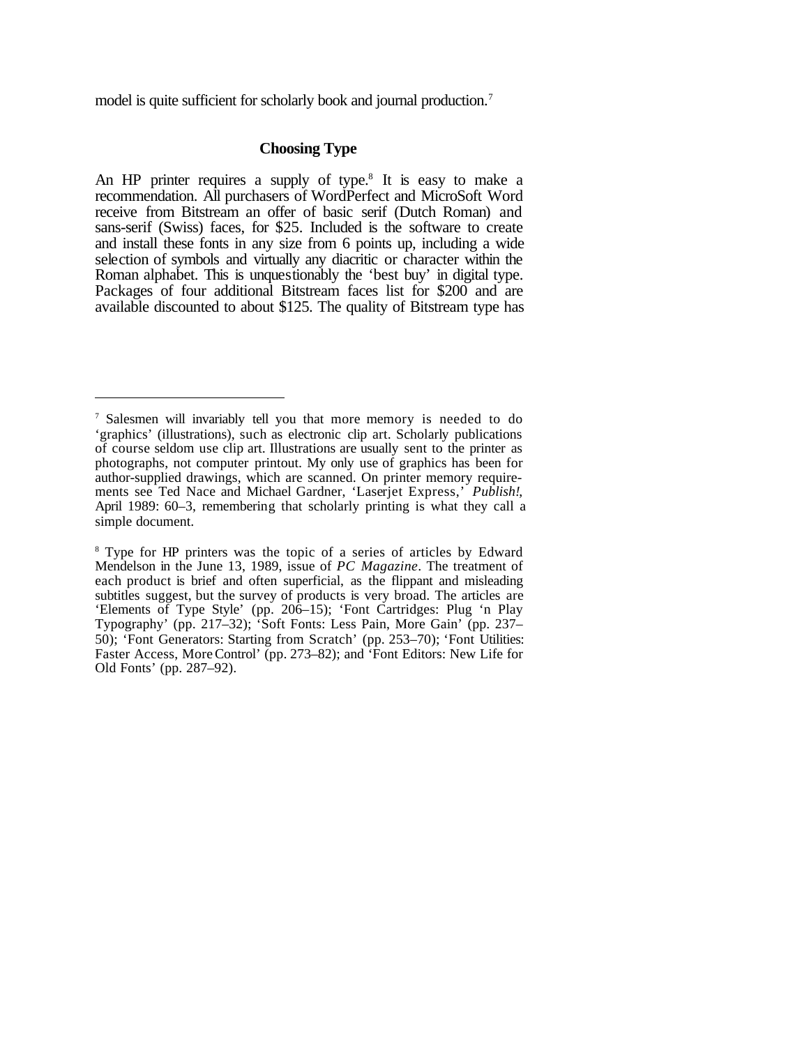model is quite sufficient for scholarly book and journal production.[7]

## Choosing Type

An HP printer requires a supply of type.[8] It is easy to make a recommendation. All purchasers of WordPerfect and MicroSoft Word receive from Bitstream an offer of basic serif (Dutch Roman) and sans-serif (Swiss) faces, for $25. Included is the software to create and install these fonts in any size from 6 points up, including a wide selection of symbols and virtually any diacritic or character within the Roman alphabet. This is unquestionably the 'best buy' in digital type. Packages of four additional Bitstream faces list for $200 and are available discounted to about $125. The quality of Bitstream type has

---

[7] Salesmen will invariably tell you that more memory is needed to do 'graphics' (illustrations), such as electronic clip art. Scholarly publications of course seldom use clip art. Illustrations are usually sent to the printer as photographs, not computer printout. My only use of graphics has been for author-supplied drawings, which are scanned. On printer memory requirements see Ted Nace and Michael Gardner, 'Laserjet Express,' *Publish!*, April 1989: 60–3, remembering that scholarly printing is what they call a simple document.

[8] Type for HP printers was the topic of a series of articles by Edward Mendelson in the June 13, 1989, issue of *PC Magazine*. The treatment of each product is brief and often superficial, as the flippant and misleading subtitles suggest, but the survey of products is very broad. The articles are 'Elements of Type Style' (pp. 206–15); 'Font Cartridges: Plug 'n Play Typography' (pp. 217–32); 'Soft Fonts: Less Pain, More Gain' (pp. 237–50); 'Font Generators: Starting from Scratch' (pp. 253–70); 'Font Utilities: Faster Access, More Control' (pp. 273–82); and 'Font Editors: New Life for Old Fonts' (pp. 287–92).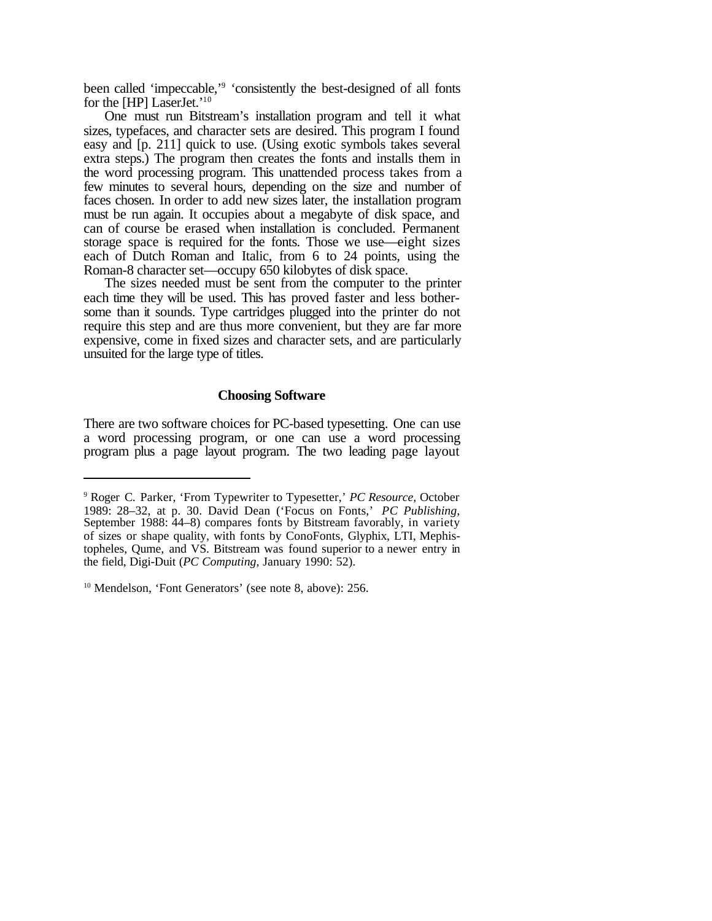been called 'impeccable,'[9] 'consistently the best-designed of all fonts for the [HP] LaserJet.'[10]

One must run Bitstream's installation program and tell it what sizes, typefaces, and character sets are desired. This program I found easy and [p. 211] quick to use. (Using exotic symbols takes several extra steps.) The program then creates the fonts and installs them in the word processing program. This unattended process takes from a few minutes to several hours, depending on the size and number of faces chosen. In order to add new sizes later, the installation program must be run again. It occupies about a megabyte of disk space, and can of course be erased when installation is concluded. Permanent storage space is required for the fonts. Those we use—eight sizes each of Dutch Roman and Italic, from 6 to 24 points, using the Roman-8 character set—occupy 650 kilobytes of disk space.

The sizes needed must be sent from the computer to the printer each time they will be used. This has proved faster and less bothersome than it sounds. Type cartridges plugged into the printer do not require this step and are thus more convenient, but they are far more expensive, come in fixed sizes and character sets, and are particularly unsuited for the large type of titles.

### Choosing Software

There are two software choices for PC-based typesetting. One can use a word processing program, or one can use a word processing program plus a page layout program. The two leading page layout

---

[9] Roger C. Parker, 'From Typewriter to Typesetter,' *PC Resource*, October 1989: 28–32, at p. 30. David Dean ('Focus on Fonts,' *PC Publishing*, September 1988: 44–8) compares fonts by Bitstream favorably, in variety of sizes or shape quality, with fonts by ConoFonts, Glyphix, LTI, Mephistopheles, Qume, and VS. Bitstream was found superior to a newer entry in the field, Digi-Duit (*PC Computing*, January 1990: 52).

[10] Mendelson, 'Font Generators' (see note 8, above): 256.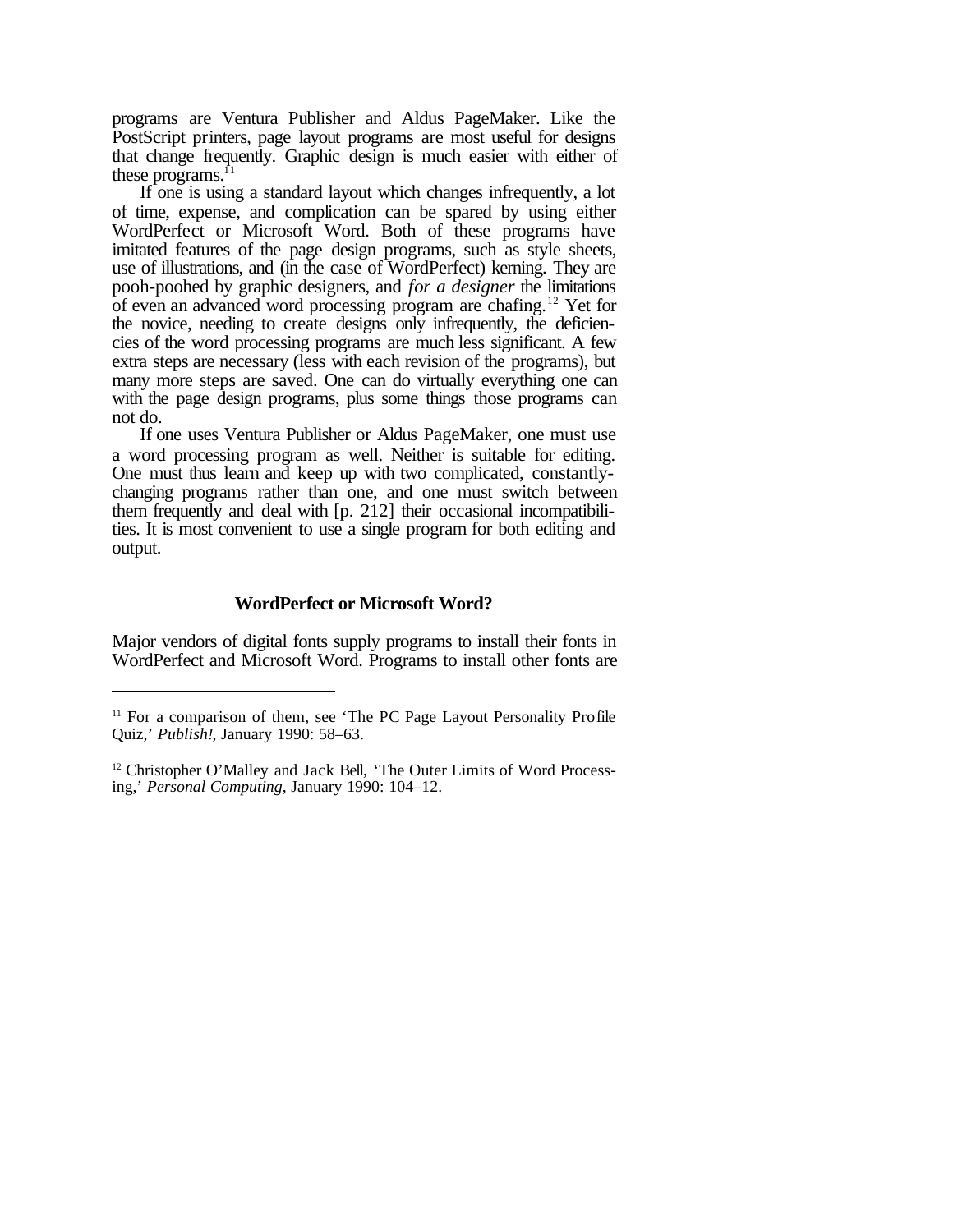programs are Ventura Publisher and Aldus PageMaker. Like the PostScript printers, page layout programs are most useful for designs that change frequently. Graphic design is much easier with either of these programs.[11]

If one is using a standard layout which changes infrequently, a lot of time, expense, and complication can be spared by using either WordPerfect or Microsoft Word. Both of these programs have imitated features of the page design programs, such as style sheets, use of illustrations, and (in the case of WordPerfect) kerning. They are pooh-poohed by graphic designers, and *for a designer* the limitations of even an advanced word processing program are chafing.[12] Yet for the novice, needing to create designs only infrequently, the deficiencies of the word processing programs are much less significant. A few extra steps are necessary (less with each revision of the programs), but many more steps are saved. One can do virtually everything one can with the page design programs, plus some things those programs can not do.

If one uses Ventura Publisher or Aldus PageMaker, one must use a word processing program as well. Neither is suitable for editing. One must thus learn and keep up with two complicated, constantly-changing programs rather than one, and one must switch between them frequently and deal with [p. 212] their occasional incompatibilities. It is most convenient to use a single program for both editing and output.

### WordPerfect or Microsoft Word?

Major vendors of digital fonts supply programs to install their fonts in WordPerfect and Microsoft Word. Programs to install other fonts are

---

[11] For a comparison of them, see 'The PC Page Layout Personality Profile Quiz,' *Publish!*, January 1990: 58–63.

[12] Christopher O'Malley and Jack Bell, 'The Outer Limits of Word Processing,' *Personal Computing*, January 1990: 104–12.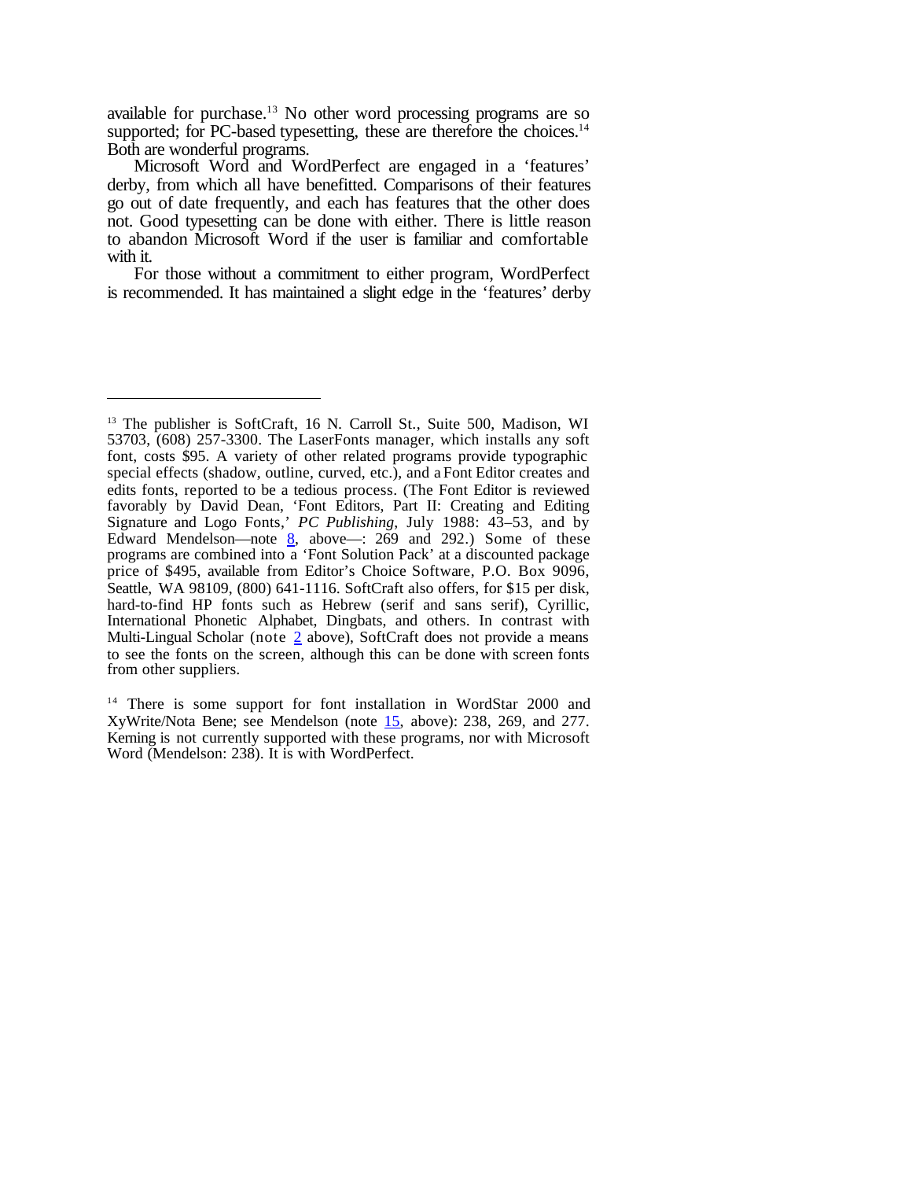available for purchase.[13] No other word processing programs are so supported; for PC-based typesetting, these are therefore the choices.[14] Both are wonderful programs.

Microsoft Word and WordPerfect are engaged in a 'features' derby, from which all have benefitted. Comparisons of their features go out of date frequently, and each has features that the other does not. Good typesetting can be done with either. There is little reason to abandon Microsoft Word if the user is familiar and comfortable with it.

For those without a commitment to either program, WordPerfect is recommended. It has maintained a slight edge in the 'features' derby

---

[13] The publisher is SoftCraft, 16 N. Carroll St., Suite 500, Madison, WI 53703, (608) 257-3300. The LaserFonts manager, which installs any soft font, costs $95. A variety of other related programs provide typographic special effects (shadow, outline, curved, etc.), and a Font Editor creates and edits fonts, reported to be a tedious process. (The Font Editor is reviewed favorably by David Dean, 'Font Editors, Part II: Creating and Editing Signature and Logo Fonts,' *PC Publishing*, July 1988: 43–53, and by Edward Mendelson—note 8, above—: 269 and 292.) Some of these programs are combined into a 'Font Solution Pack' at a discounted package price of $495, available from Editor's Choice Software, P.O. Box 9096, Seattle, WA 98109, (800) 641-1116. SoftCraft also offers, for $15 per disk, hard-to-find HP fonts such as Hebrew (serif and sans serif), Cyrillic, International Phonetic Alphabet, Dingbats, and others. In contrast with Multi-Lingual Scholar (note 2 above), SoftCraft does not provide a means to see the fonts on the screen, although this can be done with screen fonts from other suppliers.

[14] There is some support for font installation in WordStar 2000 and XyWrite/Nota Bene; see Mendelson (note 15, above): 238, 269, and 277. Kerning is not currently supported with these programs, nor with Microsoft Word (Mendelson: 238). It is with WordPerfect.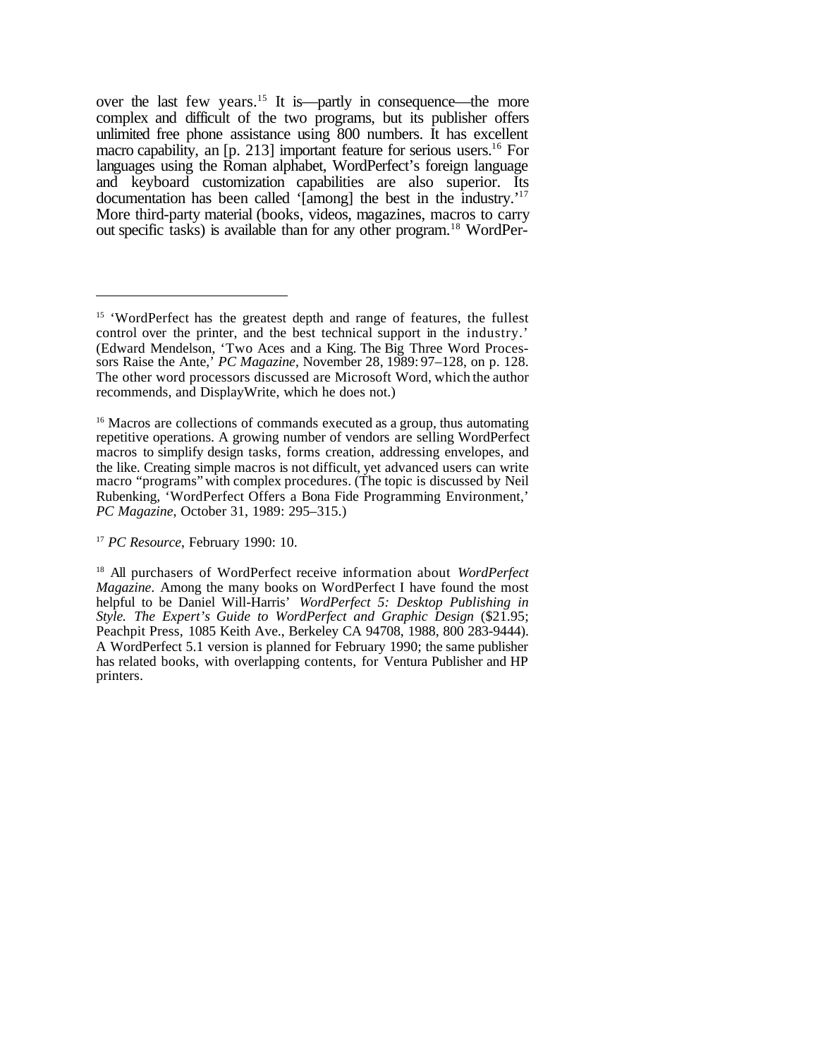over the last few years.[15] It is—partly in consequence—the more complex and difficult of the two programs, but its publisher offers unlimited free phone assistance using 800 numbers. It has excellent macro capability, an [p. 213] important feature for serious users.[16] For languages using the Roman alphabet, WordPerfect's foreign language and keyboard customization capabilities are also superior. Its documentation has been called '[among] the best in the industry.'[17] More third-party material (books, videos, magazines, macros to carry out specific tasks) is available than for any other program.[18] WordPer-

---

[15] 'WordPerfect has the greatest depth and range of features, the fullest control over the printer, and the best technical support in the industry.' (Edward Mendelson, 'Two Aces and a King. The Big Three Word Processors Raise the Ante,' *PC Magazine*, November 28, 1989: 97–128, on p. 128. The other word processors discussed are Microsoft Word, which the author recommends, and DisplayWrite, which he does not.)

[16] Macros are collections of commands executed as a group, thus automating repetitive operations. A growing number of vendors are selling WordPerfect macros to simplify design tasks, forms creation, addressing envelopes, and the like. Creating simple macros is not difficult, yet advanced users can write macro "programs" with complex procedures. (The topic is discussed by Neil Rubenking, 'WordPerfect Offers a Bona Fide Programming Environment,' *PC Magazine*, October 31, 1989: 295–315.)

[17] *PC Resource*, February 1990: 10.

[18] All purchasers of WordPerfect receive information about *WordPerfect Magazine*. Among the many books on WordPerfect I have found the most helpful to be Daniel Will-Harris' *WordPerfect 5: Desktop Publishing in Style. The Expert's Guide to WordPerfect and Graphic Design* ($21.95; Peachpit Press, 1085 Keith Ave., Berkeley CA 94708, 1988, 800 283-9444). A WordPerfect 5.1 version is planned for February 1990; the same publisher has related books, with overlapping contents, for Ventura Publisher and HP printers.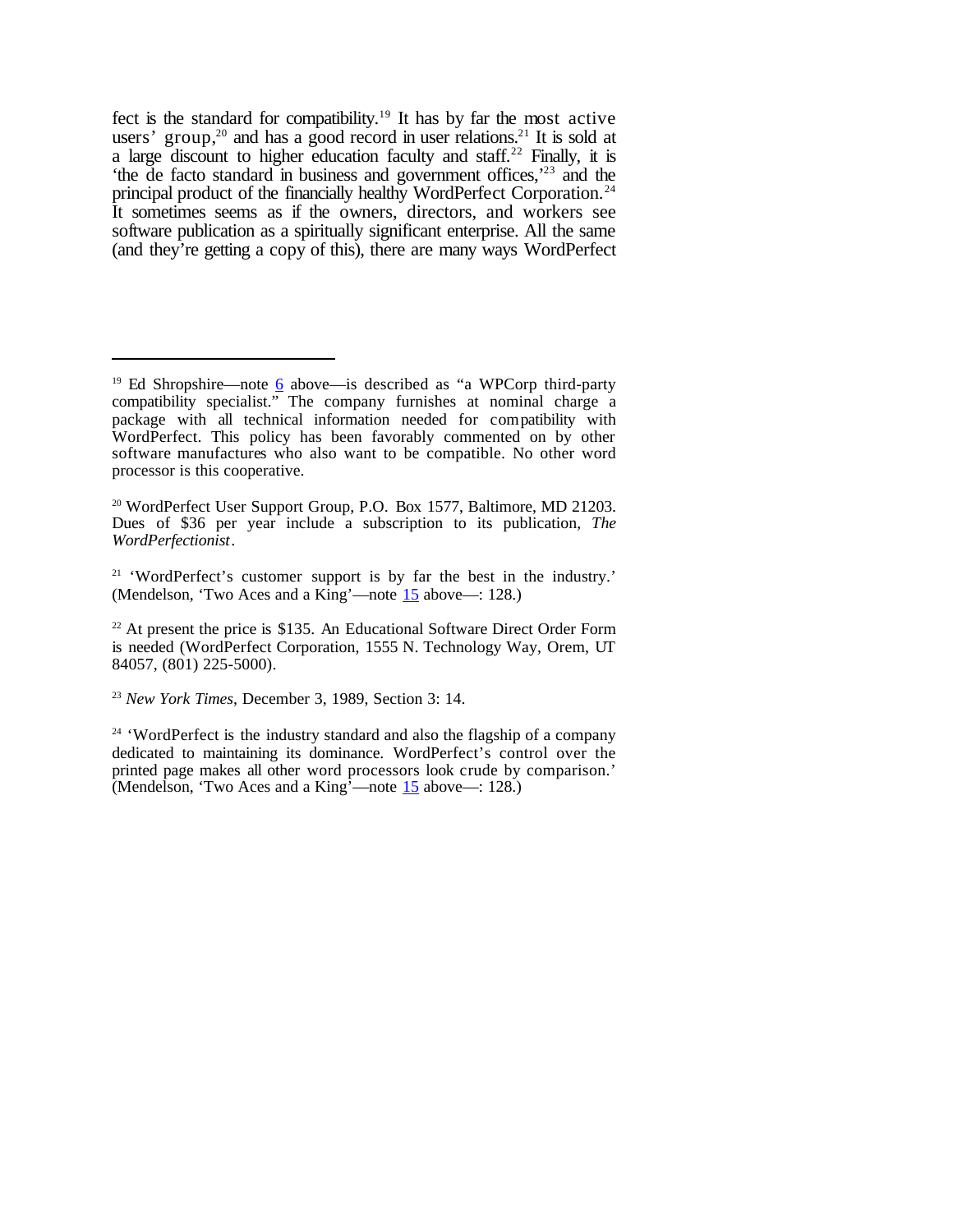fect is the standard for compatibility.[19] It has by far the most active users' group,[20] and has a good record in user relations.[21] It is sold at a large discount to higher education faculty and staff.[22] Finally, it is 'the de facto standard in business and government offices,'[23] and the principal product of the financially healthy WordPerfect Corporation.[24] It sometimes seems as if the owners, directors, and workers see software publication as a spiritually significant enterprise. All the same (and they're getting a copy of this), there are many ways WordPerfect

---

[19] Ed Shropshire—note 6 above—is described as "a WPCorp third-party compatibility specialist." The company furnishes at nominal charge a package with all technical information needed for compatibility with WordPerfect. This policy has been favorably commented on by other software manufactures who also want to be compatible. No other word processor is this cooperative.

[20] WordPerfect User Support Group, P.O. Box 1577, Baltimore, MD 21203. Dues of $36 per year include a subscription to its publication, *The WordPerfectionist*.

[21] 'WordPerfect's customer support is by far the best in the industry.' (Mendelson, 'Two Aces and a King'—note 15 above—: 128.)

[22] At present the price is $135. An Educational Software Direct Order Form is needed (WordPerfect Corporation, 1555 N. Technology Way, Orem, UT 84057, (801) 225-5000).

[23] *New York Times*, December 3, 1989, Section 3: 14.

[24] 'WordPerfect is the industry standard and also the flagship of a company dedicated to maintaining its dominance. WordPerfect's control over the printed page makes all other word processors look crude by comparison.' (Mendelson, 'Two Aces and a King'—note 15 above—: 128.)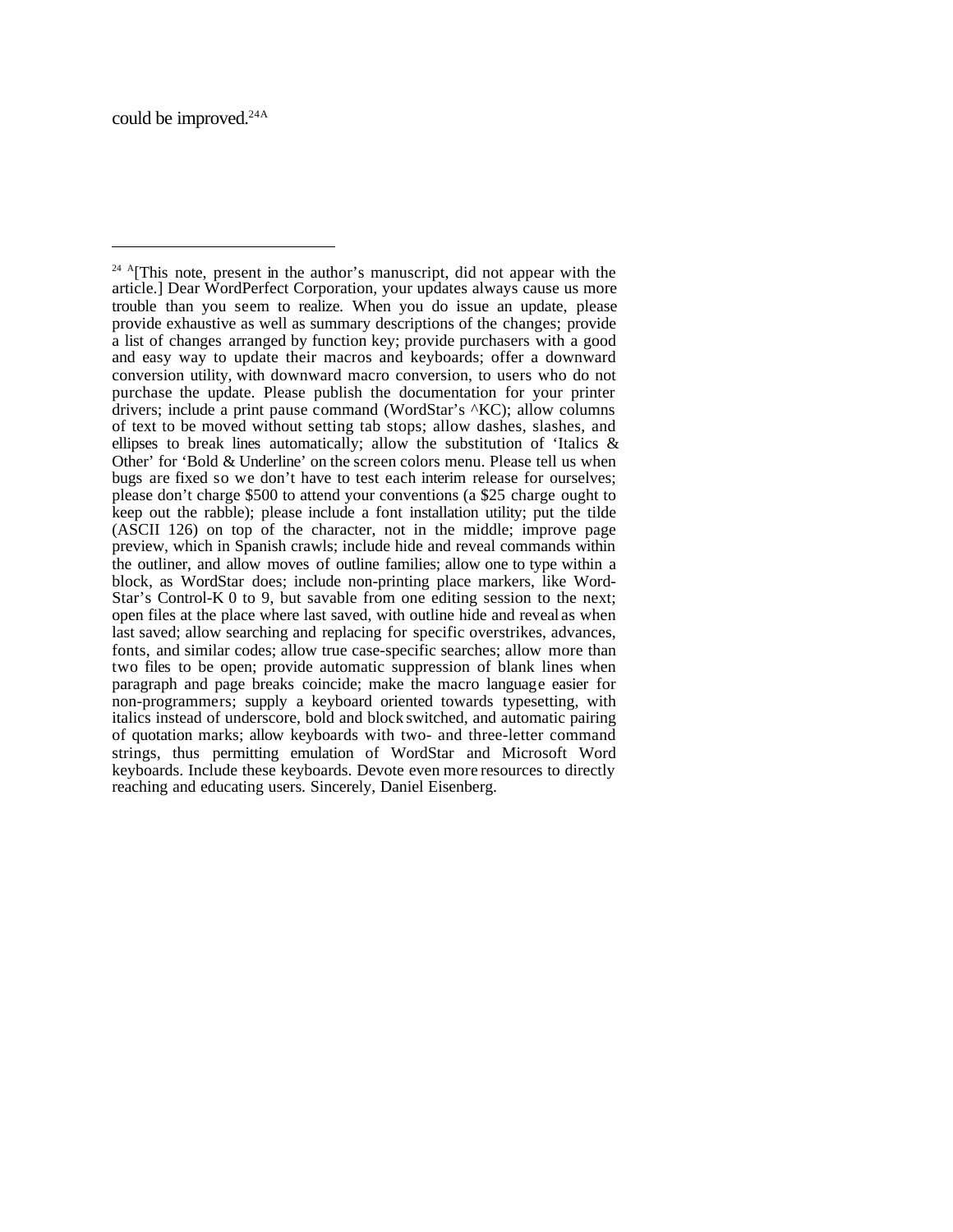could be improved.[24A]

---

[24A] [This note, present in the author's manuscript, did not appear with the article.] Dear WordPerfect Corporation, your updates always cause us more trouble than you seem to realize. When you do issue an update, please provide exhaustive as well as summary descriptions of the changes; provide a list of changes arranged by function key; provide purchasers with a good and easy way to update their macros and keyboards; offer a downward conversion utility, with downward macro conversion, to users who do not purchase the update. Please publish the documentation for your printer drivers; include a print pause command (WordStar's ^KC); allow columns of text to be moved without setting tab stops; allow dashes, slashes, and ellipses to break lines automatically; allow the substitution of 'Italics & Other' for 'Bold & Underline' on the screen colors menu. Please tell us when bugs are fixed so we don't have to test each interim release for ourselves; please don't charge $500 to attend your conventions (a $25 charge ought to keep out the rabble); please include a font installation utility; put the tilde (ASCII 126) on top of the character, not in the middle; improve page preview, which in Spanish crawls; include hide and reveal commands within the outliner, and allow moves of outline families; allow one to type within a block, as WordStar does; include non-printing place markers, like Word-Star's Control-K 0 to 9, but savable from one editing session to the next; open files at the place where last saved, with outline hide and reveal as when last saved; allow searching and replacing for specific overstrikes, advances, fonts, and similar codes; allow true case-specific searches; allow more than two files to be open; provide automatic suppression of blank lines when paragraph and page breaks coincide; make the macro language easier for non-programmers; supply a keyboard oriented towards typesetting, with italics instead of underscore, bold and block switched, and automatic pairing of quotation marks; allow keyboards with two- and three-letter command strings, thus permitting emulation of WordStar and Microsoft Word keyboards. Include these keyboards. Devote even more resources to directly reaching and educating users. Sincerely, Daniel Eisenberg.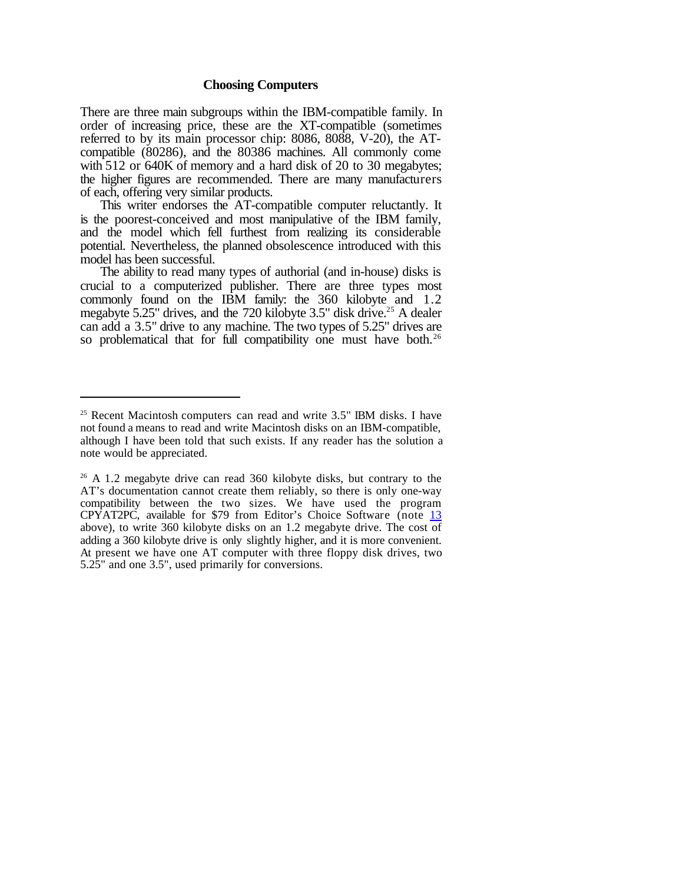## Choosing Computers

There are three main subgroups within the IBM-compatible family. In order of increasing price, these are the XT-compatible (sometimes referred to by its main processor chip: 8086, 8088, V-20), the AT-compatible (80286), and the 80386 machines. All commonly come with 512 or 640K of memory and a hard disk of 20 to 30 megabytes; the higher figures are recommended. There are many manufacturers of each, offering very similar products.

This writer endorses the AT-compatible computer reluctantly. It is the poorest-conceived and most manipulative of the IBM family, and the model which fell furthest from realizing its considerable potential. Nevertheless, the planned obsolescence introduced with this model has been successful.

The ability to read many types of authorial (and in-house) disks is crucial to a computerized publisher. There are three types most commonly found on the IBM family: the 360 kilobyte and 1.2 megabyte 5.25" drives, and the 720 kilobyte 3.5" disk drive.[25] A dealer can add a 3.5" drive to any machine. The two types of 5.25" drives are so problematical that for full compatibility one must have both.[26]

---

[25] Recent Macintosh computers can read and write 3.5" IBM disks. I have not found a means to read and write Macintosh disks on an IBM-compatible, although I have been told that such exists. If any reader has the solution a note would be appreciated.

[26] A 1.2 megabyte drive can read 360 kilobyte disks, but contrary to the AT's documentation cannot create them reliably, so there is only one-way compatibility between the two sizes. We have used the program CPYAT2PC, available for $79 from Editor's Choice Software (note 13 above), to write 360 kilobyte disks on an 1.2 megabyte drive. The cost of adding a 360 kilobyte drive is only slightly higher, and it is more convenient. At present we have one AT computer with three floppy disk drives, two 5.25" and one 3.5", used primarily for conversions.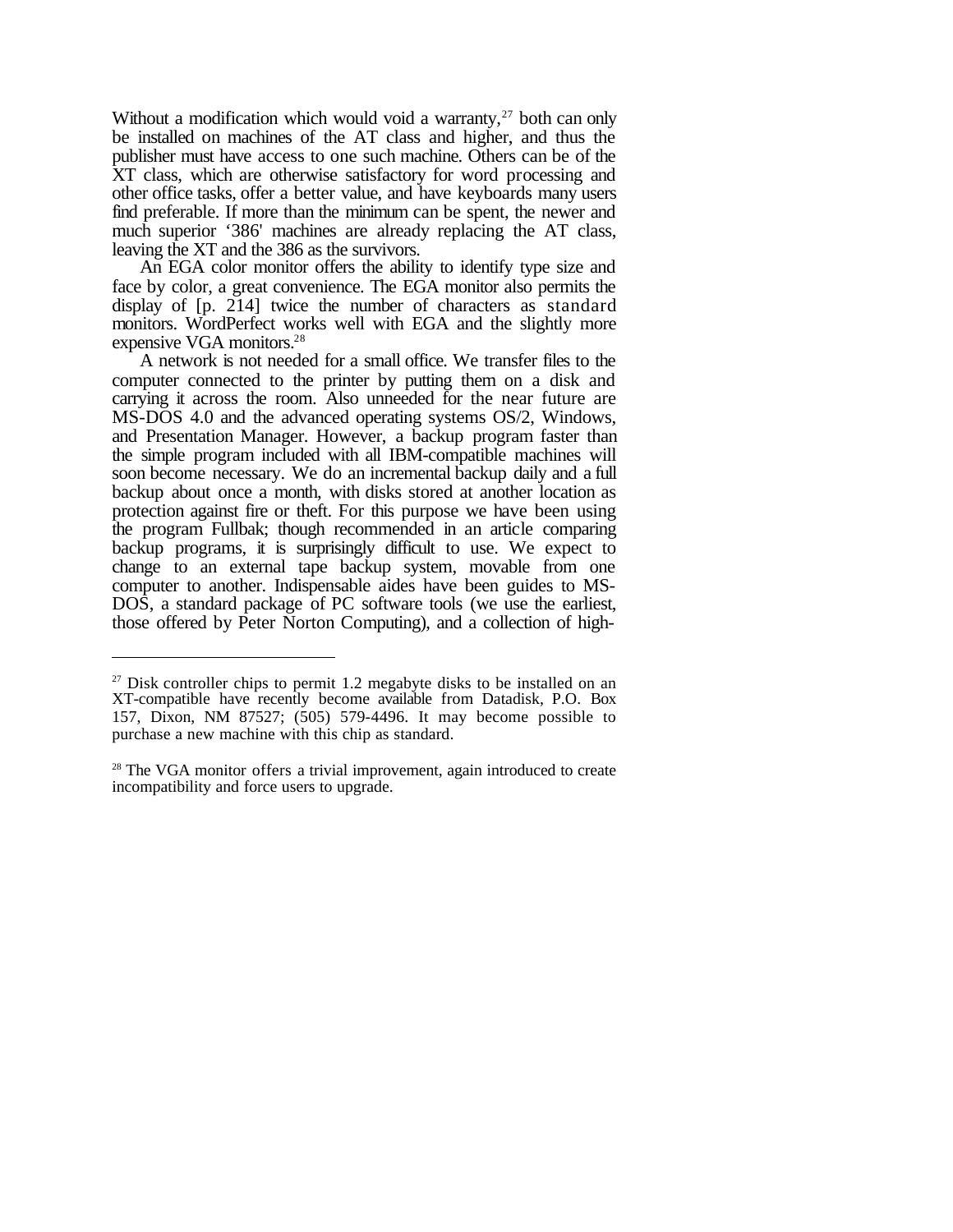Without a modification which would void a warranty,[27] both can only be installed on machines of the AT class and higher, and thus the publisher must have access to one such machine. Others can be of the XT class, which are otherwise satisfactory for word processing and other office tasks, offer a better value, and have keyboards many users find preferable. If more than the minimum can be spent, the newer and much superior '386' machines are already replacing the AT class, leaving the XT and the 386 as the survivors.

An EGA color monitor offers the ability to identify type size and face by color, a great convenience. The EGA monitor also permits the display of [p. 214] twice the number of characters as standard monitors. WordPerfect works well with EGA and the slightly more expensive VGA monitors.[28]

A network is not needed for a small office. We transfer files to the computer connected to the printer by putting them on a disk and carrying it across the room. Also unneeded for the near future are MS-DOS 4.0 and the advanced operating systems OS/2, Windows, and Presentation Manager. However, a backup program faster than the simple program included with all IBM-compatible machines will soon become necessary. We do an incremental backup daily and a full backup about once a month, with disks stored at another location as protection against fire or theft. For this purpose we have been using the program Fullbak; though recommended in an article comparing backup programs, it is surprisingly difficult to use. We expect to change to an external tape backup system, movable from one computer to another. Indispensable aides have been guides to MS-DOS, a standard package of PC software tools (we use the earliest, those offered by Peter Norton Computing), and a collection of high-

---

[27] Disk controller chips to permit 1.2 megabyte disks to be installed on an XT-compatible have recently become available from Datadisk, P.O. Box 157, Dixon, NM 87527; (505) 579-4496. It may become possible to purchase a new machine with this chip as standard.

[28] The VGA monitor offers a trivial improvement, again introduced to create incompatibility and force users to upgrade.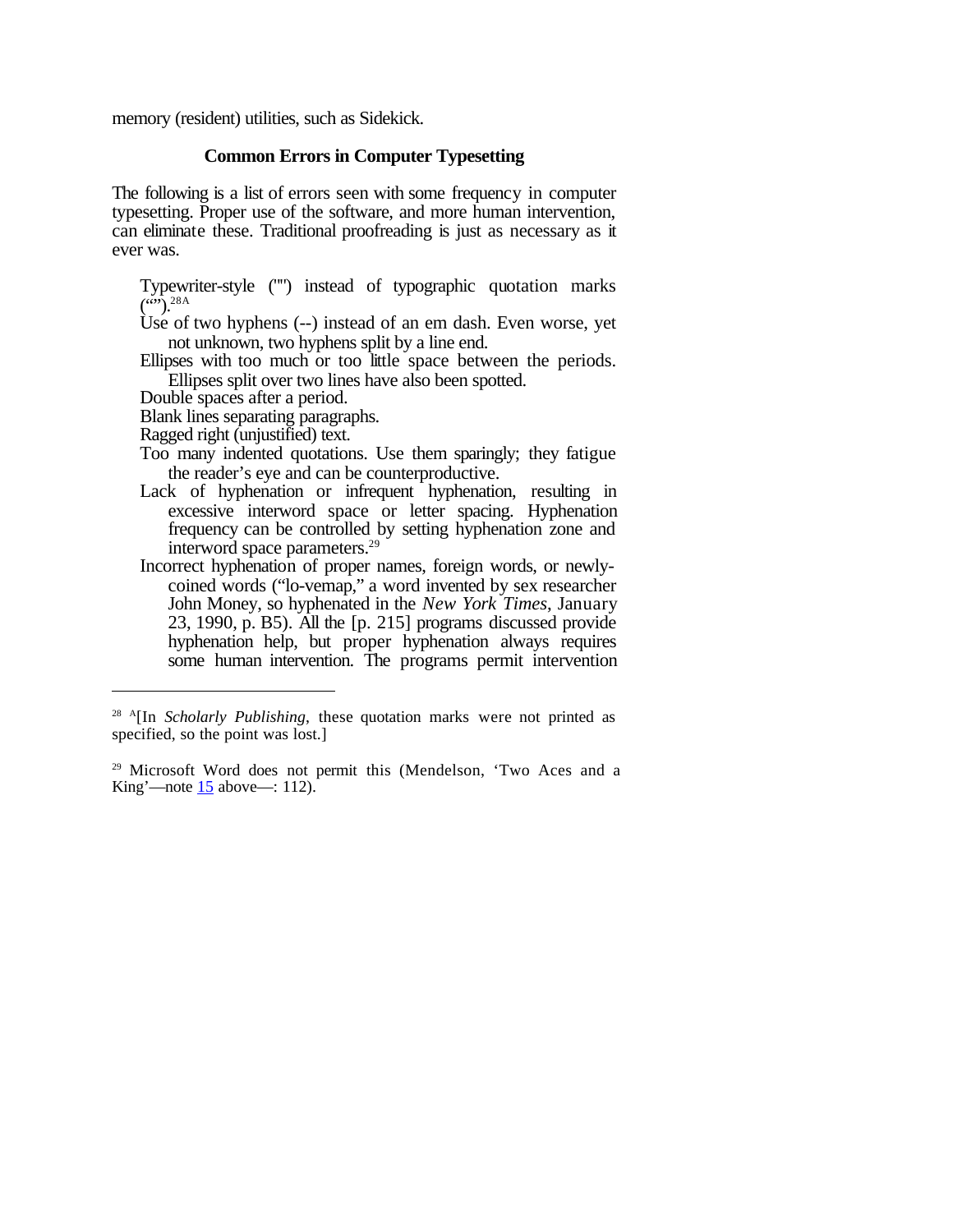memory (resident) utilities, such as Sidekick.

### Common Errors in Computer Typesetting

The following is a list of errors seen with some frequency in computer typesetting. Proper use of the software, and more human intervention, can eliminate these. Traditional proofreading is just as necessary as it ever was.

- Typewriter-style ("") instead of typographic quotation marks (“”).[28A]
- Use of two hyphens (--) instead of an em dash. Even worse, yet not unknown, two hyphens split by a line end.
- Ellipses with too much or too little space between the periods. Ellipses split over two lines have also been spotted.
- Double spaces after a period.
- Blank lines separating paragraphs.
- Ragged right (unjustified) text.
- Too many indented quotations. Use them sparingly; they fatigue the reader’s eye and can be counterproductive.
- Lack of hyphenation or infrequent hyphenation, resulting in excessive interword space or letter spacing. Hyphenation frequency can be controlled by setting hyphenation zone and interword space parameters.[29]
- Incorrect hyphenation of proper names, foreign words, or newly-coined words (“lo-vemap,” a word invented by sex researcher John Money, so hyphenated in the *New York Times*, January 23, 1990, p. B5). All the [p. 215] programs discussed provide hyphenation help, but proper hyphenation always requires some human intervention. The programs permit intervention

---

[28] A[In *Scholarly Publishing*, these quotation marks were not printed as specified, so the point was lost.]

[29] Microsoft Word does not permit this (Mendelson, ‘Two Aces and a King’—note 15 above—: 112).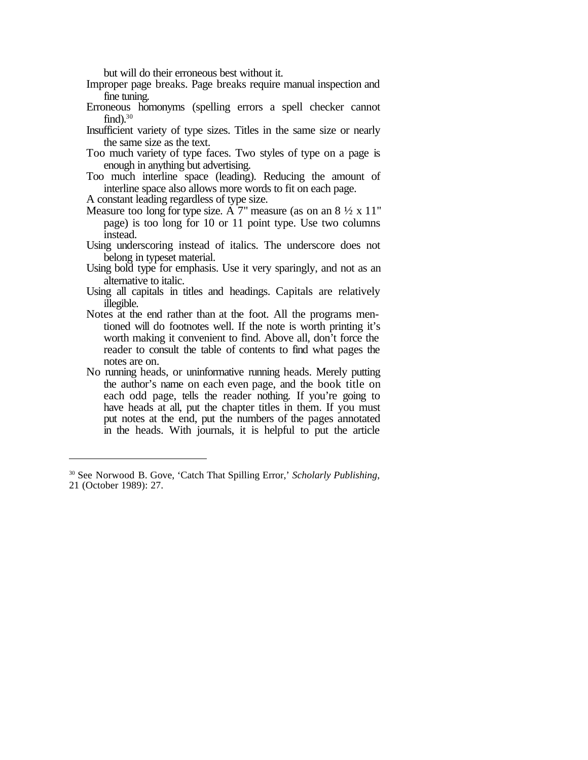but will do their erroneous best without it.

Improper page breaks. Page breaks require manual inspection and fine tuning.

Erroneous homonyms (spelling errors a spell checker cannot find).[30]

Insufficient variety of type sizes. Titles in the same size or nearly the same size as the text.

Too much variety of type faces. Two styles of type on a page is enough in anything but advertising.

Too much interline space (leading). Reducing the amount of interline space also allows more words to fit on each page.

A constant leading regardless of type size.

Measure too long for type size. A 7" measure (as on an 8 ½ x 11" page) is too long for 10 or 11 point type. Use two columns instead.

Using underscoring instead of italics. The underscore does not belong in typeset material.

Using bold type for emphasis. Use it very sparingly, and not as an alternative to italic.

Using all capitals in titles and headings. Capitals are relatively illegible.

Notes at the end rather than at the foot. All the programs mentioned will do footnotes well. If the note is worth printing it's worth making it convenient to find. Above all, don't force the reader to consult the table of contents to find what pages the notes are on.

No running heads, or uninformative running heads. Merely putting the author's name on each even page, and the book title on each odd page, tells the reader nothing. If you're going to have heads at all, put the chapter titles in them. If you must put notes at the end, put the numbers of the pages annotated in the heads. With journals, it is helpful to put the article

---

[30] See Norwood B. Gove, 'Catch That Spilling Error,' *Scholarly Publishing*, 21 (October 1989): 27.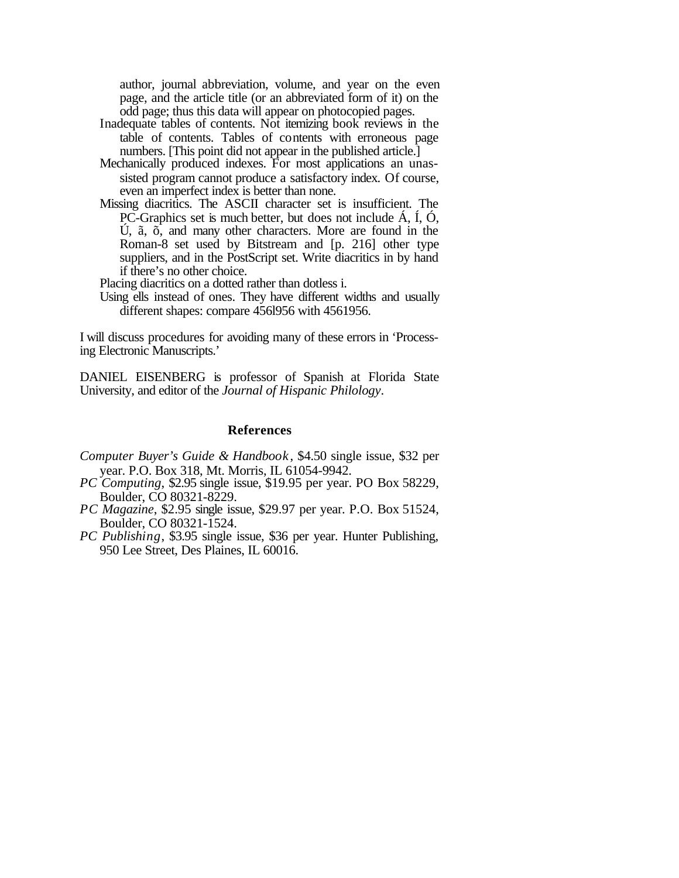author, journal abbreviation, volume, and year on the even page, and the article title (or an abbreviated form of it) on the odd page; thus this data will appear on photocopied pages.

Inadequate tables of contents. Not itemizing book reviews in the table of contents. Tables of contents with erroneous page numbers. [This point did not appear in the published article.]

Mechanically produced indexes. For most applications an unassisted program cannot produce a satisfactory index. Of course, even an imperfect index is better than none.

Missing diacritics. The ASCII character set is insufficient. The PC-Graphics set is much better, but does not include Á, Í, Ó, Ú, ã, õ, and many other characters. More are found in the Roman-8 set used by Bitstream and [p. 216] other type suppliers, and in the PostScript set. Write diacritics in by hand if there's no other choice.

Placing diacritics on a dotted rather than dotless i.

Using ells instead of ones. They have different widths and usually different shapes: compare 456l956 with 4561956.

I will discuss procedures for avoiding many of these errors in 'Processing Electronic Manuscripts.'

DANIEL EISENBERG is professor of Spanish at Florida State University, and editor of the *Journal of Hispanic Philology*.

## References

*Computer Buyer's Guide & Handbook*, $4.50 single issue, $32 per year. P.O. Box 318, Mt. Morris, IL 61054-9942.

*PC Computing*, $2.95 single issue, $19.95 per year. PO Box 58229, Boulder, CO 80321-8229.

*PC Magazine*, $2.95 single issue, $29.97 per year. P.O. Box 51524, Boulder, CO 80321-1524.

*PC Publishing*, $3.95 single issue, $36 per year. Hunter Publishing, 950 Lee Street, Des Plaines, IL 60016.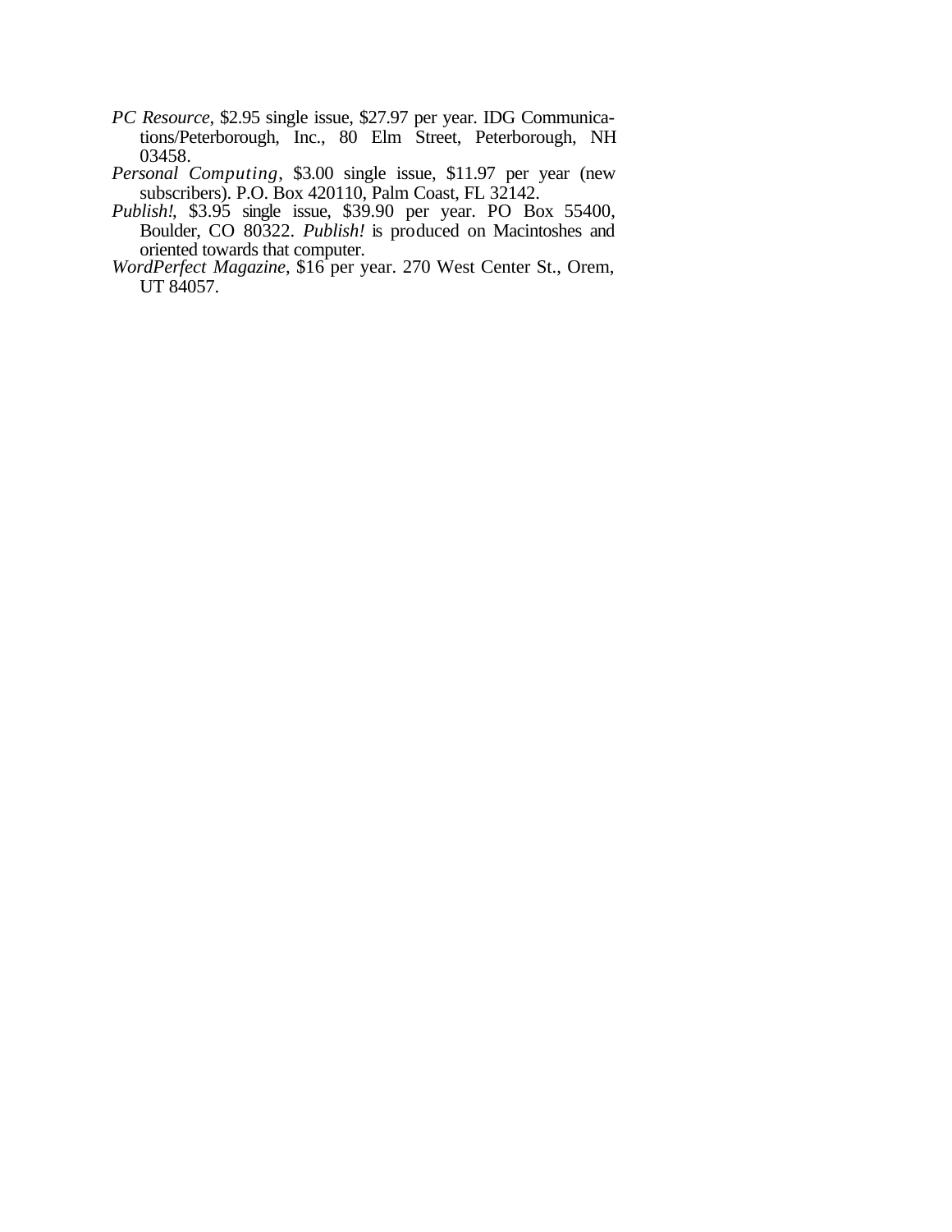*PC Resource*, $2.95 single issue, $27.97 per year. IDG Communications/Peterborough, Inc., 80 Elm Street, Peterborough, NH 03458.

*Personal Computing*, $3.00 single issue, $11.97 per year (new subscribers). P.O. Box 420110, Palm Coast, FL 32142.

*Publish!*, $3.95 single issue, $39.90 per year. PO Box 55400, Boulder, CO 80322. *Publish!* is produced on Macintoshes and oriented towards that computer.

*WordPerfect Magazine*, $16 per year. 270 West Center St., Orem, UT 84057.